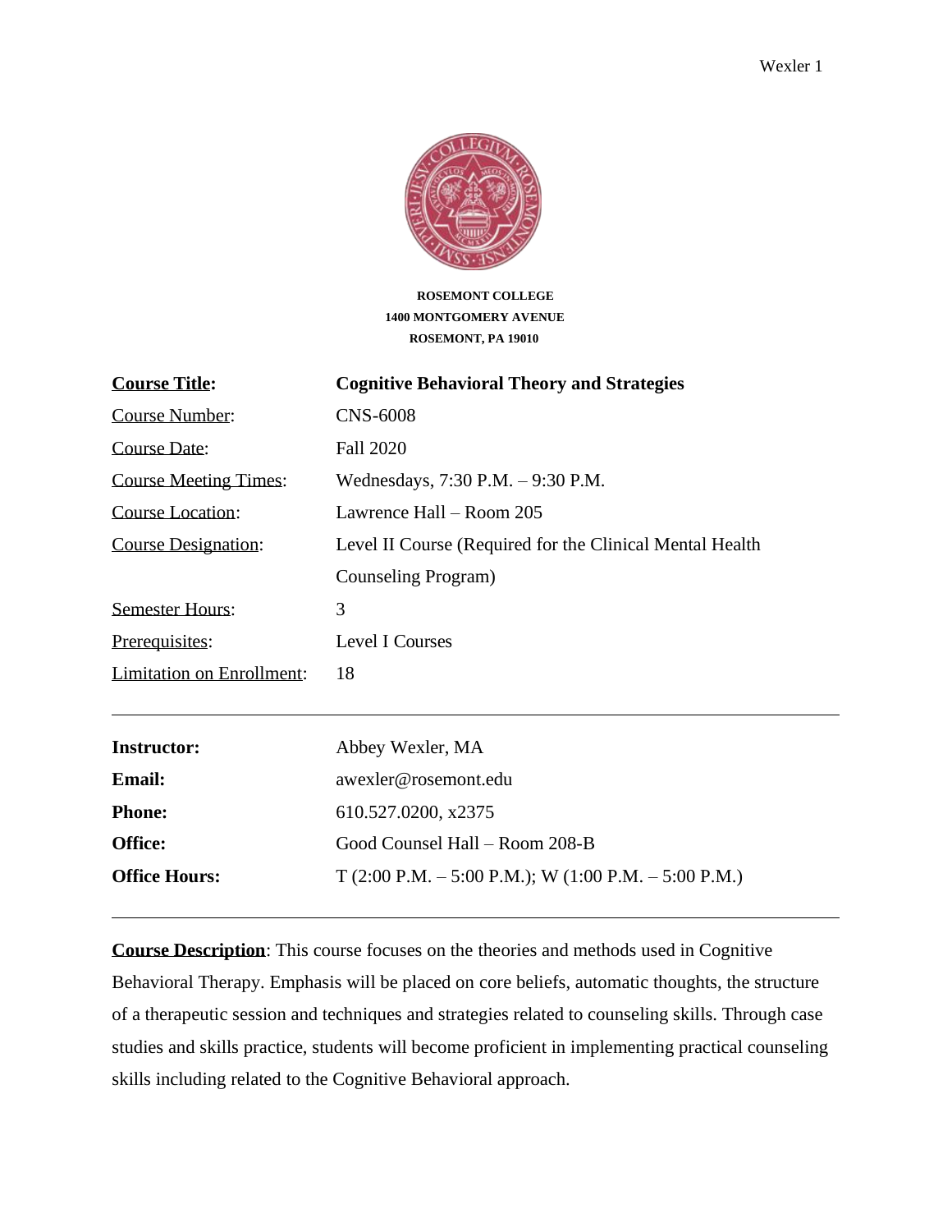**ROSEMONT COLLEGE**
**1400 MONTGOMERY AVENUE**
**ROSEMONT, PA 19010**

| | |
|---|---|
| **Course Title:** | **Cognitive Behavioral Theory and Strategies** |
| Course Number: | CNS-6008 |
| Course Date: | Fall 2020 |
| Course Meeting Times: | Wednesdays, 7:30 P.M. – 9:30 P.M. |
| Course Location: | Lawrence Hall – Room 205 |
| Course Designation: | Level II Course (Required for the Clinical Mental Health Counseling Program) |
| Semester Hours: | 3 |
| Prerequisites: | Level I Courses |
| Limitation on Enrollment: | 18 |

---

| | |
|---|---|
| **Instructor:** | Abbey Wexler, MA |
| **Email:** | awexler@rosemont.edu |
| **Phone:** | 610.527.0200, x2375 |
| **Office:** | Good Counsel Hall – Room 208-B |
| **Office Hours:** | T (2:00 P.M. – 5:00 P.M.); W (1:00 P.M. – 5:00 P.M.) |

---

**Course Description**: This course focuses on the theories and methods used in Cognitive Behavioral Therapy. Emphasis will be placed on core beliefs, automatic thoughts, the structure of a therapeutic session and techniques and strategies related to counseling skills. Through case studies and skills practice, students will become proficient in implementing practical counseling skills including related to the Cognitive Behavioral approach.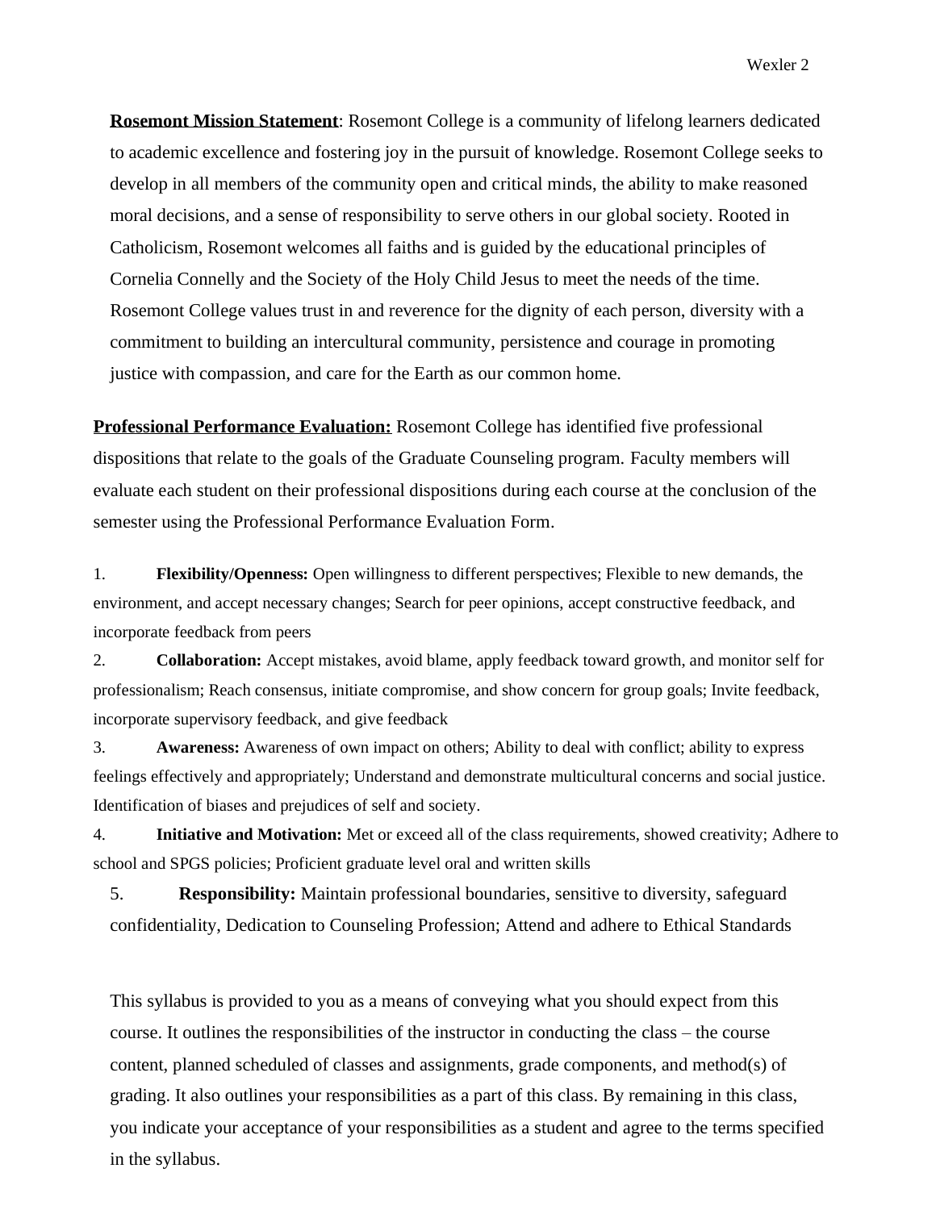**Rosemont Mission Statement**: Rosemont College is a community of lifelong learners dedicated to academic excellence and fostering joy in the pursuit of knowledge. Rosemont College seeks to develop in all members of the community open and critical minds, the ability to make reasoned moral decisions, and a sense of responsibility to serve others in our global society. Rooted in Catholicism, Rosemont welcomes all faiths and is guided by the educational principles of Cornelia Connelly and the Society of the Holy Child Jesus to meet the needs of the time. Rosemont College values trust in and reverence for the dignity of each person, diversity with a commitment to building an intercultural community, persistence and courage in promoting justice with compassion, and care for the Earth as our common home.

**Professional Performance Evaluation:** Rosemont College has identified five professional dispositions that relate to the goals of the Graduate Counseling program. Faculty members will evaluate each student on their professional dispositions during each course at the conclusion of the semester using the Professional Performance Evaluation Form.

1. **Flexibility/Openness:** Open willingness to different perspectives; Flexible to new demands, the environment, and accept necessary changes; Search for peer opinions, accept constructive feedback, and incorporate feedback from peers
2. **Collaboration:** Accept mistakes, avoid blame, apply feedback toward growth, and monitor self for professionalism; Reach consensus, initiate compromise, and show concern for group goals; Invite feedback, incorporate supervisory feedback, and give feedback
3. **Awareness:** Awareness of own impact on others; Ability to deal with conflict; ability to express feelings effectively and appropriately; Understand and demonstrate multicultural concerns and social justice. Identification of biases and prejudices of self and society.
4. **Initiative and Motivation:** Met or exceed all of the class requirements, showed creativity; Adhere to school and SPGS policies; Proficient graduate level oral and written skills
5. **Responsibility:** Maintain professional boundaries, sensitive to diversity, safeguard confidentiality, Dedication to Counseling Profession; Attend and adhere to Ethical Standards

This syllabus is provided to you as a means of conveying what you should expect from this course. It outlines the responsibilities of the instructor in conducting the class – the course content, planned scheduled of classes and assignments, grade components, and method(s) of grading. It also outlines your responsibilities as a part of this class. By remaining in this class, you indicate your acceptance of your responsibilities as a student and agree to the terms specified in the syllabus.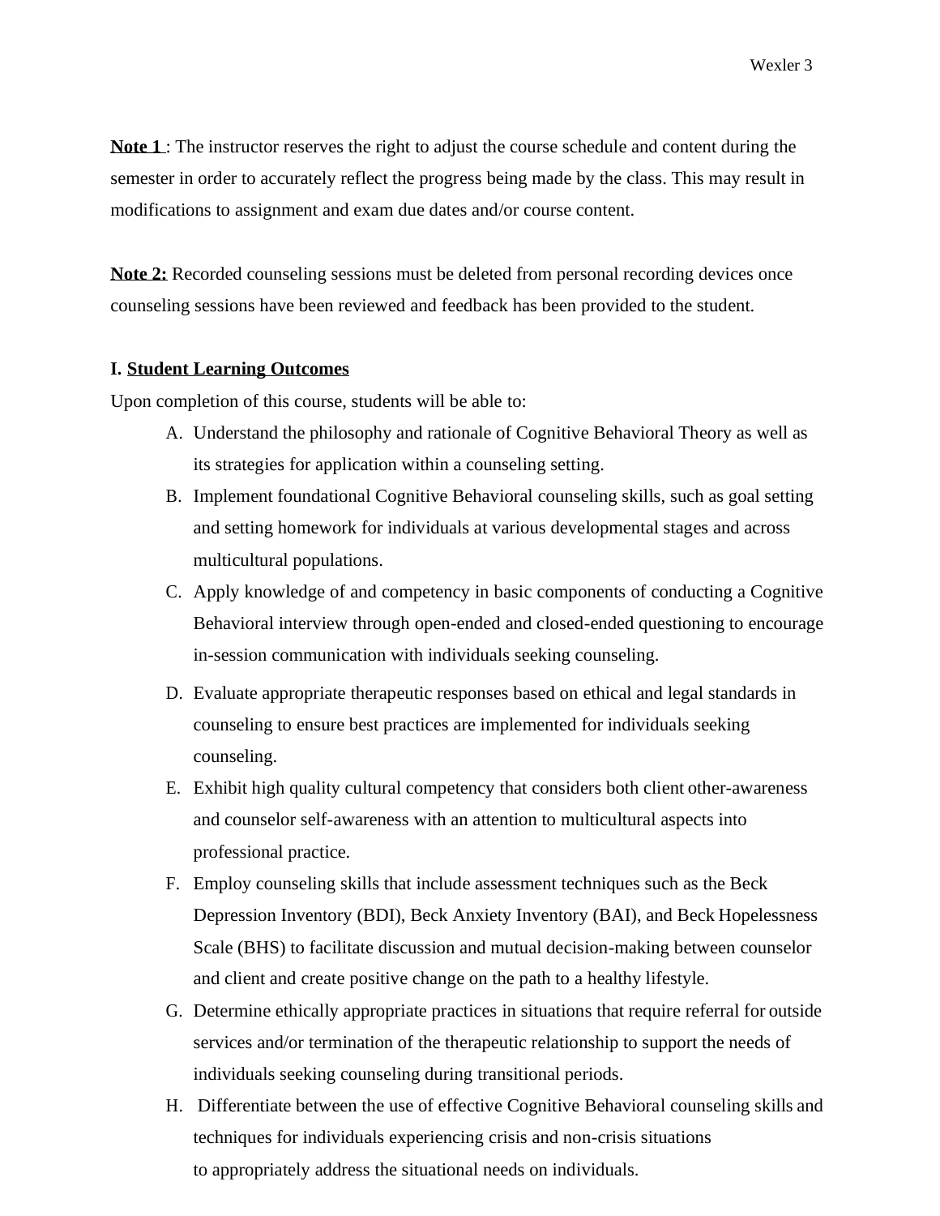**Note 1** : The instructor reserves the right to adjust the course schedule and content during the semester in order to accurately reflect the progress being made by the class. This may result in modifications to assignment and exam due dates and/or course content.

**Note 2:** Recorded counseling sessions must be deleted from personal recording devices once counseling sessions have been reviewed and feedback has been provided to the student.

## I. Student Learning Outcomes

Upon completion of this course, students will be able to:

A. Understand the philosophy and rationale of Cognitive Behavioral Theory as well as its strategies for application within a counseling setting.

B. Implement foundational Cognitive Behavioral counseling skills, such as goal setting and setting homework for individuals at various developmental stages and across multicultural populations.

C. Apply knowledge of and competency in basic components of conducting a Cognitive Behavioral interview through open-ended and closed-ended questioning to encourage in-session communication with individuals seeking counseling.

D. Evaluate appropriate therapeutic responses based on ethical and legal standards in counseling to ensure best practices are implemented for individuals seeking counseling.

E. Exhibit high quality cultural competency that considers both client other-awareness and counselor self-awareness with an attention to multicultural aspects into professional practice.

F. Employ counseling skills that include assessment techniques such as the Beck Depression Inventory (BDI), Beck Anxiety Inventory (BAI), and Beck Hopelessness Scale (BHS) to facilitate discussion and mutual decision-making between counselor and client and create positive change on the path to a healthy lifestyle.

G. Determine ethically appropriate practices in situations that require referral for outside services and/or termination of the therapeutic relationship to support the needs of individuals seeking counseling during transitional periods.

H. Differentiate between the use of effective Cognitive Behavioral counseling skills and techniques for individuals experiencing crisis and non-crisis situations to appropriately address the situational needs on individuals.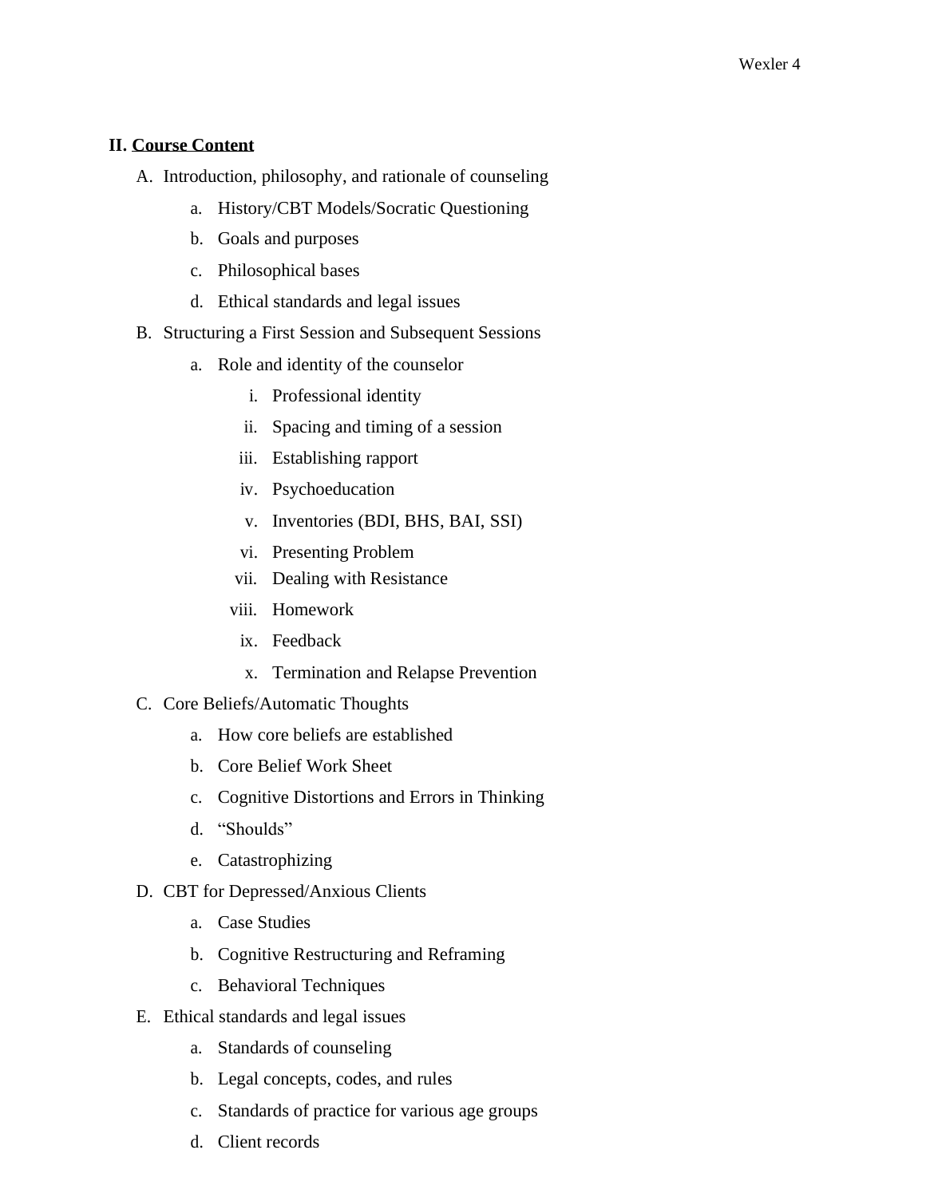## II. <u>Course Content</u>

A. Introduction, philosophy, and rationale of counseling
   a. History/CBT Models/Socratic Questioning
   b. Goals and purposes
   c. Philosophical bases
   d. Ethical standards and legal issues

B. Structuring a First Session and Subsequent Sessions
   a. Role and identity of the counselor
      i. Professional identity
      ii. Spacing and timing of a session
      iii. Establishing rapport
      iv. Psychoeducation
      v. Inventories (BDI, BHS, BAI, SSI)
      vi. Presenting Problem
      vii. Dealing with Resistance
      viii. Homework
      ix. Feedback
      x. Termination and Relapse Prevention

C. Core Beliefs/Automatic Thoughts
   a. How core beliefs are established
   b. Core Belief Work Sheet
   c. Cognitive Distortions and Errors in Thinking
   d. “Shoulds”
   e. Catastrophizing

D. CBT for Depressed/Anxious Clients
   a. Case Studies
   b. Cognitive Restructuring and Reframing
   c. Behavioral Techniques

E. Ethical standards and legal issues
   a. Standards of counseling
   b. Legal concepts, codes, and rules
   c. Standards of practice for various age groups
   d. Client records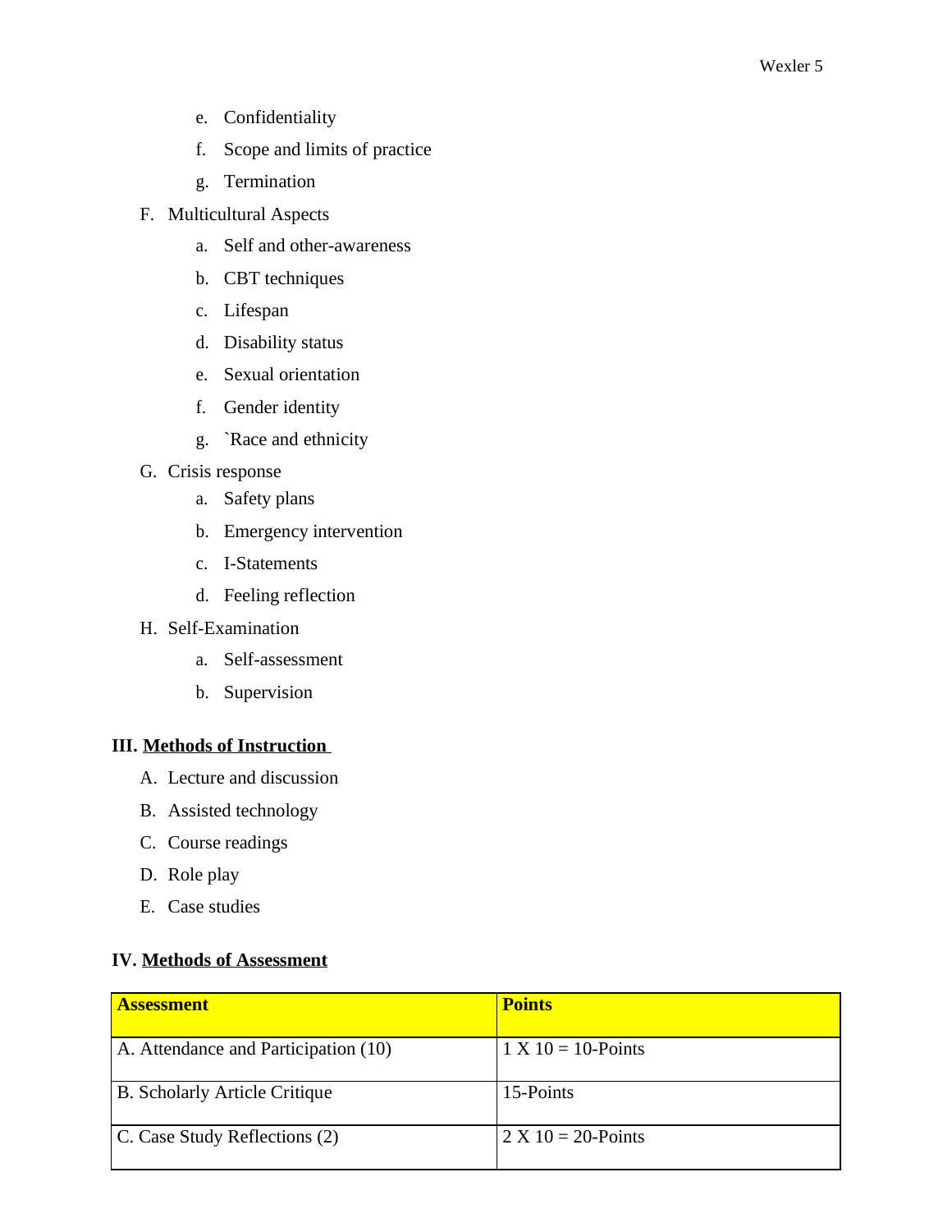e. Confidentiality
   f. Scope and limits of practice
   g. Termination

F. Multicultural Aspects
   a. Self and other-awareness
   b. CBT techniques
   c. Lifespan
   d. Disability status
   e. Sexual orientation
   f. Gender identity
   g. `Race and ethnicity

G. Crisis response
   a. Safety plans
   b. Emergency intervention
   c. I-Statements
   d. Feeling reflection

H. Self-Examination
   a. Self-assessment
   b. Supervision

## III. <u>Methods of Instruction</u>

A. Lecture and discussion
B. Assisted technology
C. Course readings
D. Role play
E. Case studies

## IV. <u>Methods of Assessment</u>

| **Assessment** | **Points** |
|---|---|
| A. Attendance and Participation (10) | 1 X 10 = 10-Points |
| B. Scholarly Article Critique | 15-Points |
| C. Case Study Reflections (2) | 2 X 10 = 20-Points |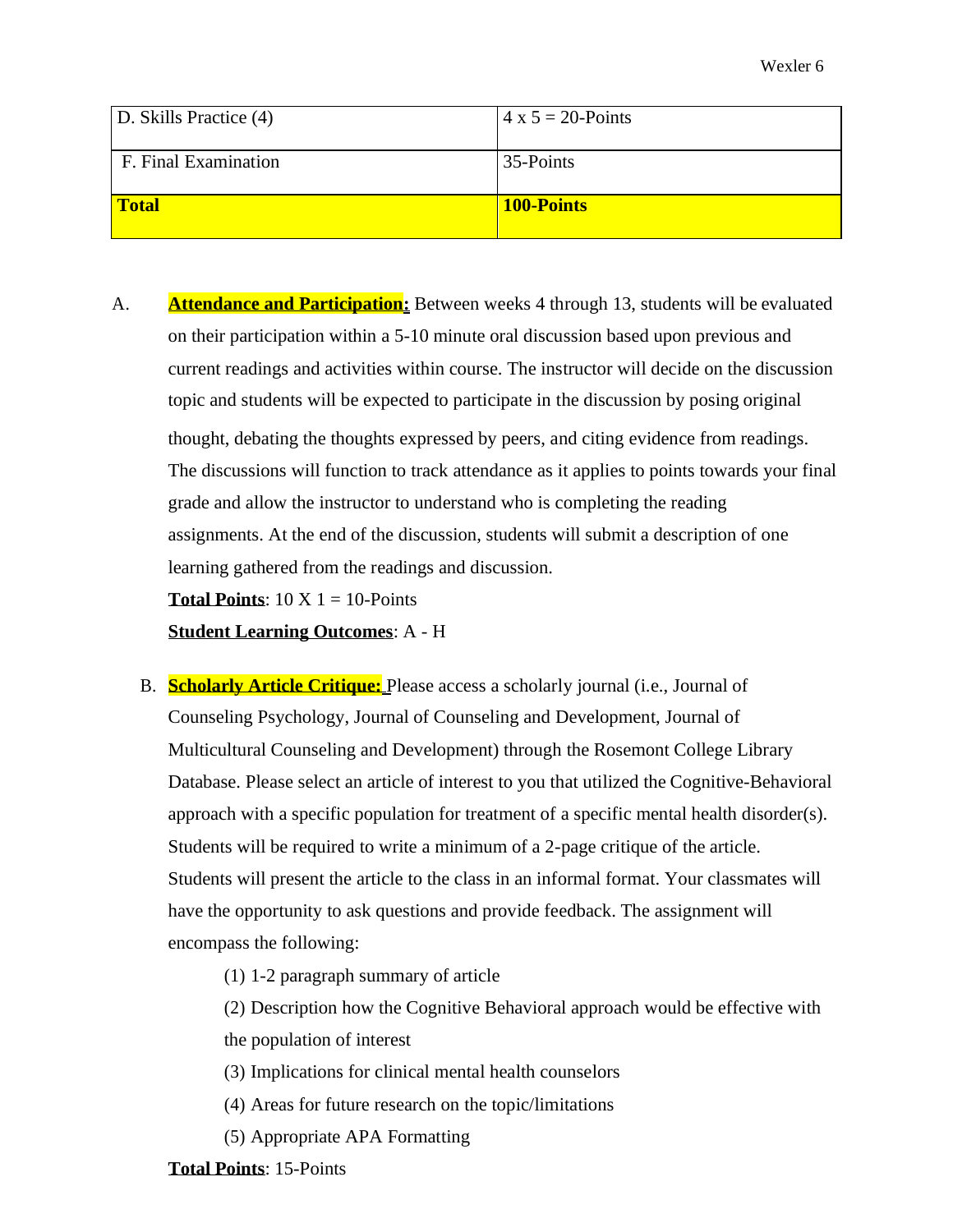| D. Skills Practice (4) | 4 x 5 = 20-Points |
| --- | --- |
| F. Final Examination | 35-Points |
| **Total** | **100-Points** |

A. **Attendance and Participation:** Between weeks 4 through 13, students will be evaluated on their participation within a 5-10 minute oral discussion based upon previous and current readings and activities within course. The instructor will decide on the discussion topic and students will be expected to participate in the discussion by posing original thought, debating the thoughts expressed by peers, and citing evidence from readings. The discussions will function to track attendance as it applies to points towards your final grade and allow the instructor to understand who is completing the reading assignments. At the end of the discussion, students will submit a description of one learning gathered from the readings and discussion.

**Total Points**: 10 X 1 = 10-Points

**Student Learning Outcomes**: A - H

B. **Scholarly Article Critique:** Please access a scholarly journal (i.e., Journal of Counseling Psychology, Journal of Counseling and Development, Journal of Multicultural Counseling and Development) through the Rosemont College Library Database. Please select an article of interest to you that utilized the Cognitive-Behavioral approach with a specific population for treatment of a specific mental health disorder(s). Students will be required to write a minimum of a 2-page critique of the article. Students will present the article to the class in an informal format. Your classmates will have the opportunity to ask questions and provide feedback. The assignment will encompass the following:

(1) 1-2 paragraph summary of article

(2) Description how the Cognitive Behavioral approach would be effective with the population of interest

(3) Implications for clinical mental health counselors

(4) Areas for future research on the topic/limitations

(5) Appropriate APA Formatting

**Total Points**: 15-Points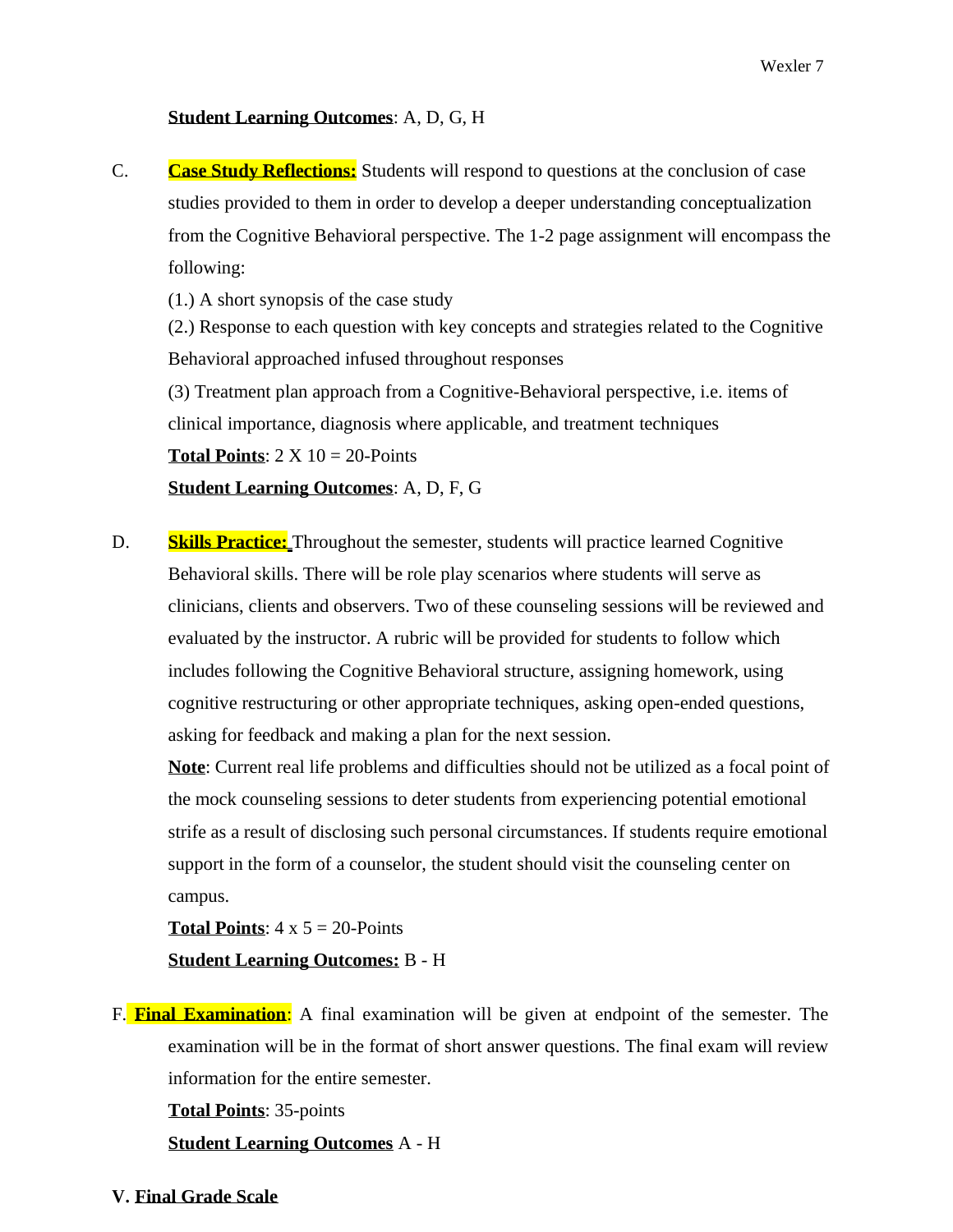**<u>Student Learning Outcomes</u>**: A, D, G, H

C. **<u>Case Study Reflections:</u>** Students will respond to questions at the conclusion of case studies provided to them in order to develop a deeper understanding conceptualization from the Cognitive Behavioral perspective. The 1-2 page assignment will encompass the following:

(1.) A short synopsis of the case study

(2.) Response to each question with key concepts and strategies related to the Cognitive Behavioral approached infused throughout responses

(3) Treatment plan approach from a Cognitive-Behavioral perspective, i.e. items of clinical importance, diagnosis where applicable, and treatment techniques

**<u>Total Points</u>**: 2 X 10 = 20-Points

**<u>Student Learning Outcomes</u>**: A, D, F, G

D. **<u>Skills Practice:</u>** Throughout the semester, students will practice learned Cognitive Behavioral skills. There will be role play scenarios where students will serve as clinicians, clients and observers. Two of these counseling sessions will be reviewed and evaluated by the instructor. A rubric will be provided for students to follow which includes following the Cognitive Behavioral structure, assigning homework, using cognitive restructuring or other appropriate techniques, asking open-ended questions, asking for feedback and making a plan for the next session.

**<u>Note</u>**: Current real life problems and difficulties should not be utilized as a focal point of the mock counseling sessions to deter students from experiencing potential emotional strife as a result of disclosing such personal circumstances. If students require emotional support in the form of a counselor, the student should visit the counseling center on campus.

**<u>Total Points</u>**: 4 x 5 = 20-Points

**<u>Student Learning Outcomes:</u>** B - H

F. **<u>Final Examination</u>**: A final examination will be given at endpoint of the semester. The examination will be in the format of short answer questions. The final exam will review information for the entire semester.

**<u>Total Points</u>**: 35-points

**<u>Student Learning Outcomes</u>** A - H

## V. <u>Final Grade Scale</u>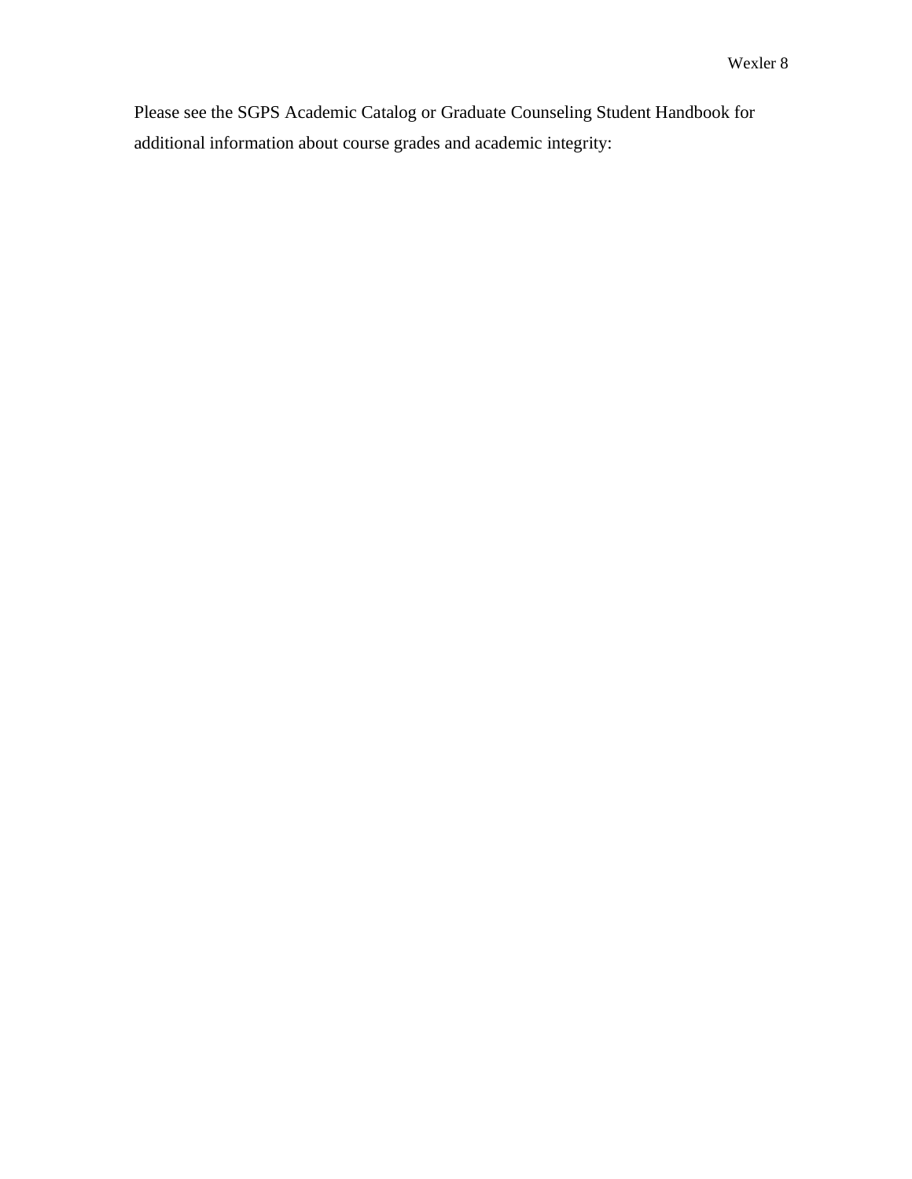Please see the SGPS Academic Catalog or Graduate Counseling Student Handbook for additional information about course grades and academic integrity: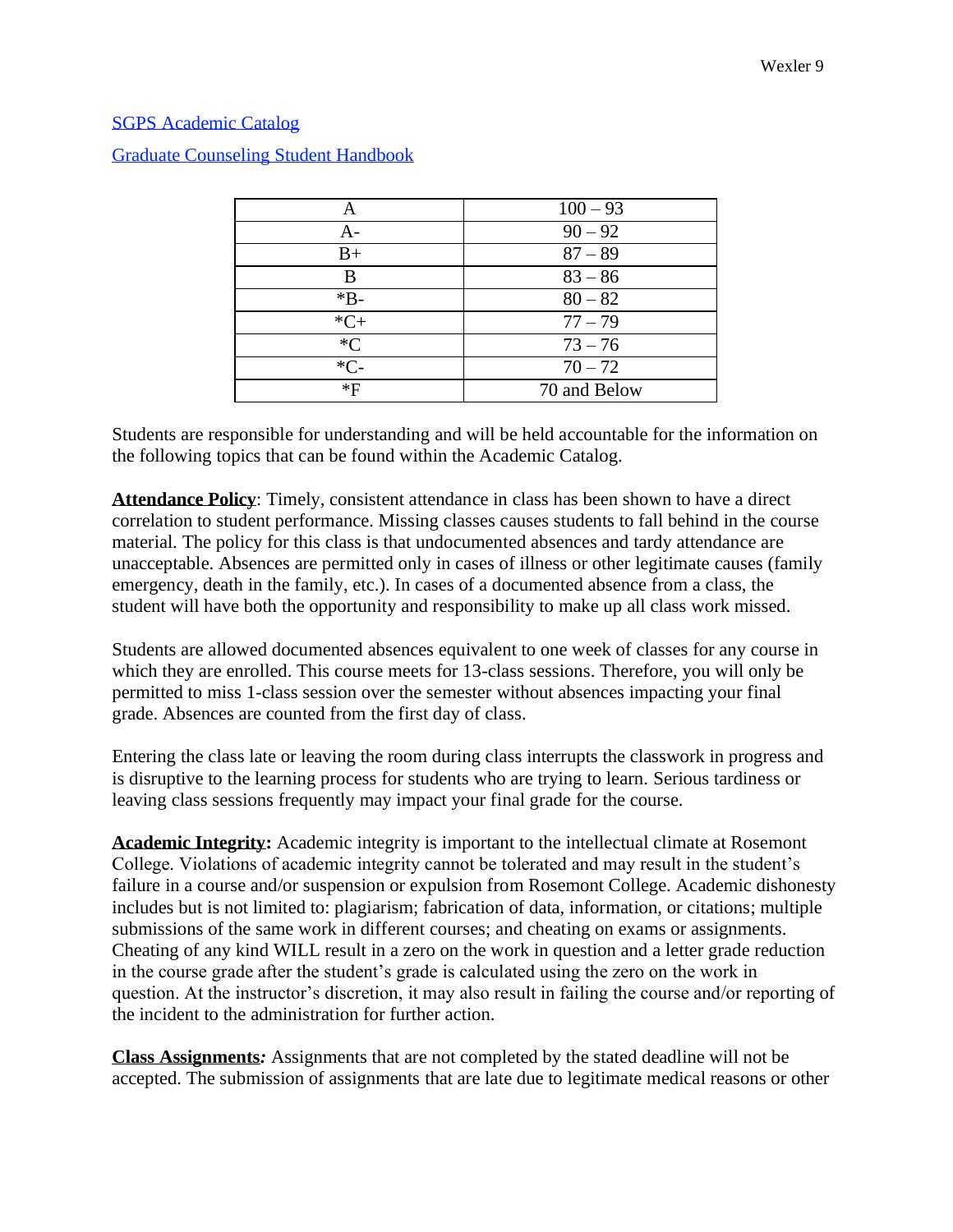[SGPS Academic Catalog](#)

[Graduate Counseling Student Handbook](#)

| A | 100 – 93 |
|---|---|
| A- | 90 – 92 |
| B+ | 87 – 89 |
| B | 83 – 86 |
| *B- | 80 – 82 |
| *C+ | 77 – 79 |
| *C | 73 – 76 |
| *C- | 70 – 72 |
| *F | 70 and Below |

Students are responsible for understanding and will be held accountable for the information on the following topics that can be found within the Academic Catalog.

**Attendance Policy**: Timely, consistent attendance in class has been shown to have a direct correlation to student performance. Missing classes causes students to fall behind in the course material. The policy for this class is that undocumented absences and tardy attendance are unacceptable. Absences are permitted only in cases of illness or other legitimate causes (family emergency, death in the family, etc.). In cases of a documented absence from a class, the student will have both the opportunity and responsibility to make up all class work missed.

Students are allowed documented absences equivalent to one week of classes for any course in which they are enrolled. This course meets for 13-class sessions. Therefore, you will only be permitted to miss 1-class session over the semester without absences impacting your final grade. Absences are counted from the first day of class.

Entering the class late or leaving the room during class interrupts the classwork in progress and is disruptive to the learning process for students who are trying to learn. Serious tardiness or leaving class sessions frequently may impact your final grade for the course.

**Academic Integrity:** Academic integrity is important to the intellectual climate at Rosemont College. Violations of academic integrity cannot be tolerated and may result in the student's failure in a course and/or suspension or expulsion from Rosemont College. Academic dishonesty includes but is not limited to: plagiarism; fabrication of data, information, or citations; multiple submissions of the same work in different courses; and cheating on exams or assignments. Cheating of any kind WILL result in a zero on the work in question and a letter grade reduction in the course grade after the student's grade is calculated using the zero on the work in question. At the instructor's discretion, it may also result in failing the course and/or reporting of the incident to the administration for further action.

**Class Assignments*:*** Assignments that are not completed by the stated deadline will not be accepted. The submission of assignments that are late due to legitimate medical reasons or other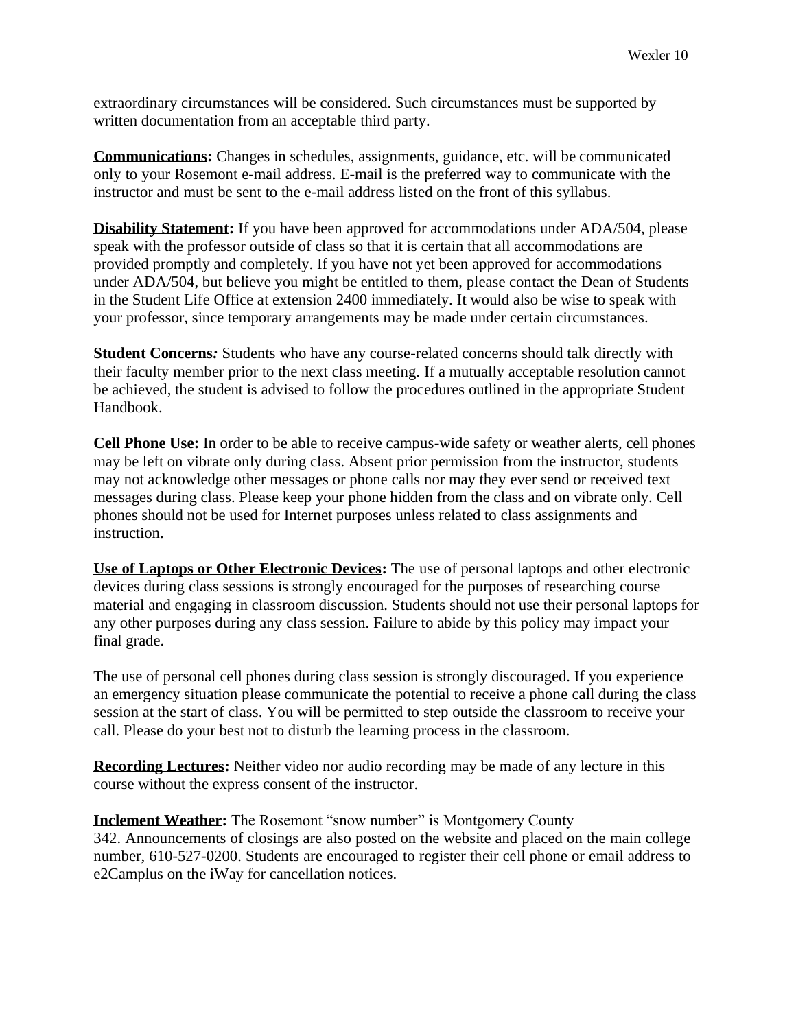extraordinary circumstances will be considered. Such circumstances must be supported by written documentation from an acceptable third party.

**Communications:** Changes in schedules, assignments, guidance, etc. will be communicated only to your Rosemont e-mail address. E-mail is the preferred way to communicate with the instructor and must be sent to the e-mail address listed on the front of this syllabus.

**Disability Statement:** If you have been approved for accommodations under ADA/504, please speak with the professor outside of class so that it is certain that all accommodations are provided promptly and completely. If you have not yet been approved for accommodations under ADA/504, but believe you might be entitled to them, please contact the Dean of Students in the Student Life Office at extension 2400 immediately. It would also be wise to speak with your professor, since temporary arrangements may be made under certain circumstances.

**Student Concerns***:* Students who have any course-related concerns should talk directly with their faculty member prior to the next class meeting. If a mutually acceptable resolution cannot be achieved, the student is advised to follow the procedures outlined in the appropriate Student Handbook.

**Cell Phone Use:** In order to be able to receive campus-wide safety or weather alerts, cell phones may be left on vibrate only during class. Absent prior permission from the instructor, students may not acknowledge other messages or phone calls nor may they ever send or received text messages during class. Please keep your phone hidden from the class and on vibrate only. Cell phones should not be used for Internet purposes unless related to class assignments and instruction.

**Use of Laptops or Other Electronic Devices:** The use of personal laptops and other electronic devices during class sessions is strongly encouraged for the purposes of researching course material and engaging in classroom discussion. Students should not use their personal laptops for any other purposes during any class session. Failure to abide by this policy may impact your final grade.

The use of personal cell phones during class session is strongly discouraged. If you experience an emergency situation please communicate the potential to receive a phone call during the class session at the start of class. You will be permitted to step outside the classroom to receive your call. Please do your best not to disturb the learning process in the classroom.

**Recording Lectures:** Neither video nor audio recording may be made of any lecture in this course without the express consent of the instructor.

**Inclement Weather:** The Rosemont "snow number" is Montgomery County 342. Announcements of closings are also posted on the website and placed on the main college number, 610-527-0200. Students are encouraged to register their cell phone or email address to e2Camplus on the iWay for cancellation notices.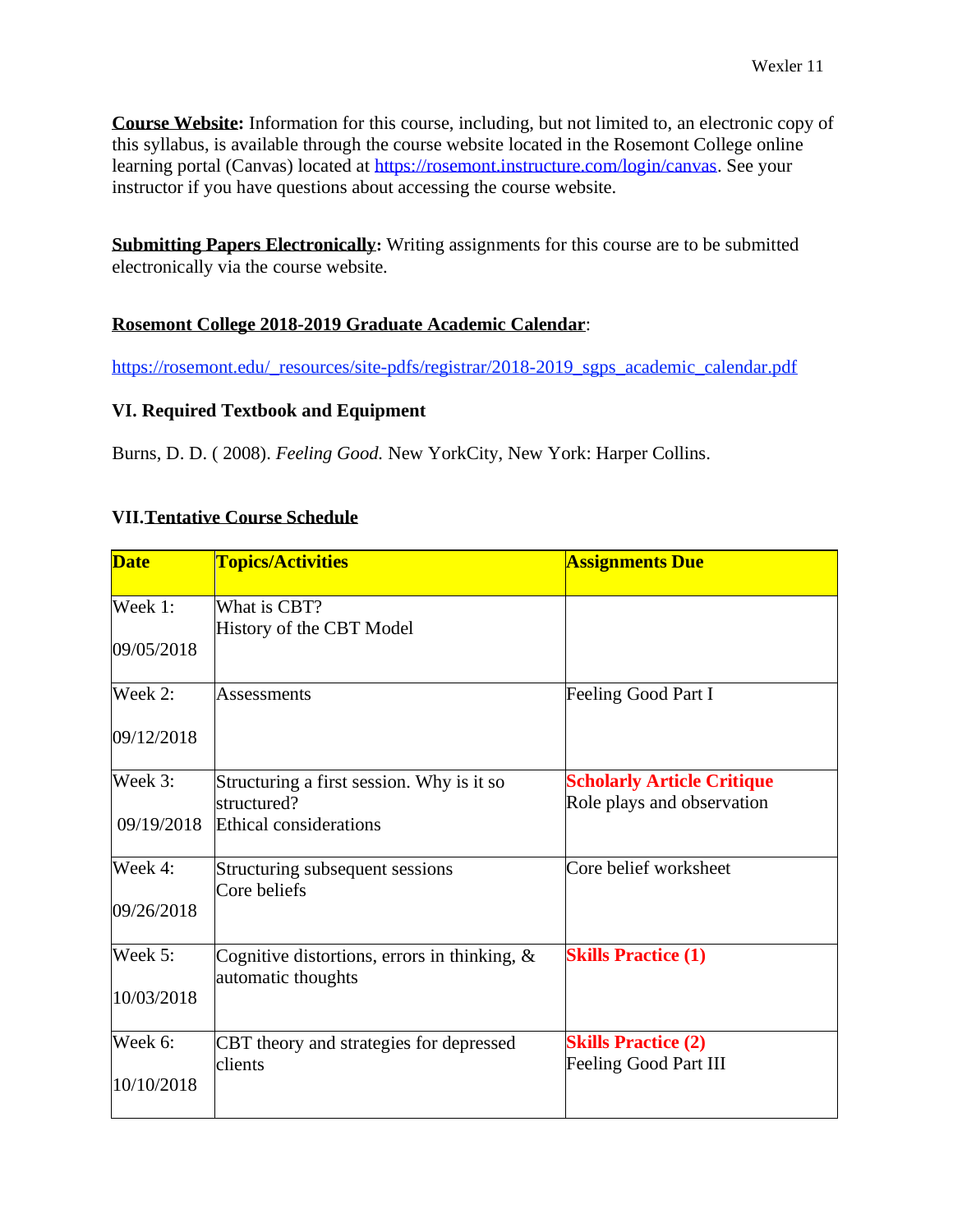**Course Website:** Information for this course, including, but not limited to, an electronic copy of this syllabus, is available through the course website located in the Rosemont College online learning portal (Canvas) located at https://rosemont.instructure.com/login/canvas. See your instructor if you have questions about accessing the course website.

**Submitting Papers Electronically:** Writing assignments for this course are to be submitted electronically via the course website.

**Rosemont College 2018-2019 Graduate Academic Calendar**:

https://rosemont.edu/_resources/site-pdfs/registrar/2018-2019_sgps_academic_calendar.pdf

### VI. Required Textbook and Equipment

Burns, D. D. ( 2008). *Feeling Good.* New YorkCity, New York: Harper Collins.

### VII. Tentative Course Schedule

| **Date** | **Topics/Activities** | **Assignments Due** |
|---|---|---|
| Week 1: 09/05/2018 | What is CBT? History of the CBT Model | |
| Week 2: 09/12/2018 | Assessments | Feeling Good Part I |
| Week 3: 09/19/2018 | Structuring a first session. Why is it so structured? Ethical considerations | **Scholarly Article Critique** Role plays and observation |
| Week 4: 09/26/2018 | Structuring subsequent sessions Core beliefs | Core belief worksheet |
| Week 5: 10/03/2018 | Cognitive distortions, errors in thinking, & automatic thoughts | **Skills Practice (1)** |
| Week 6: 10/10/2018 | CBT theory and strategies for depressed clients | **Skills Practice (2)** Feeling Good Part III |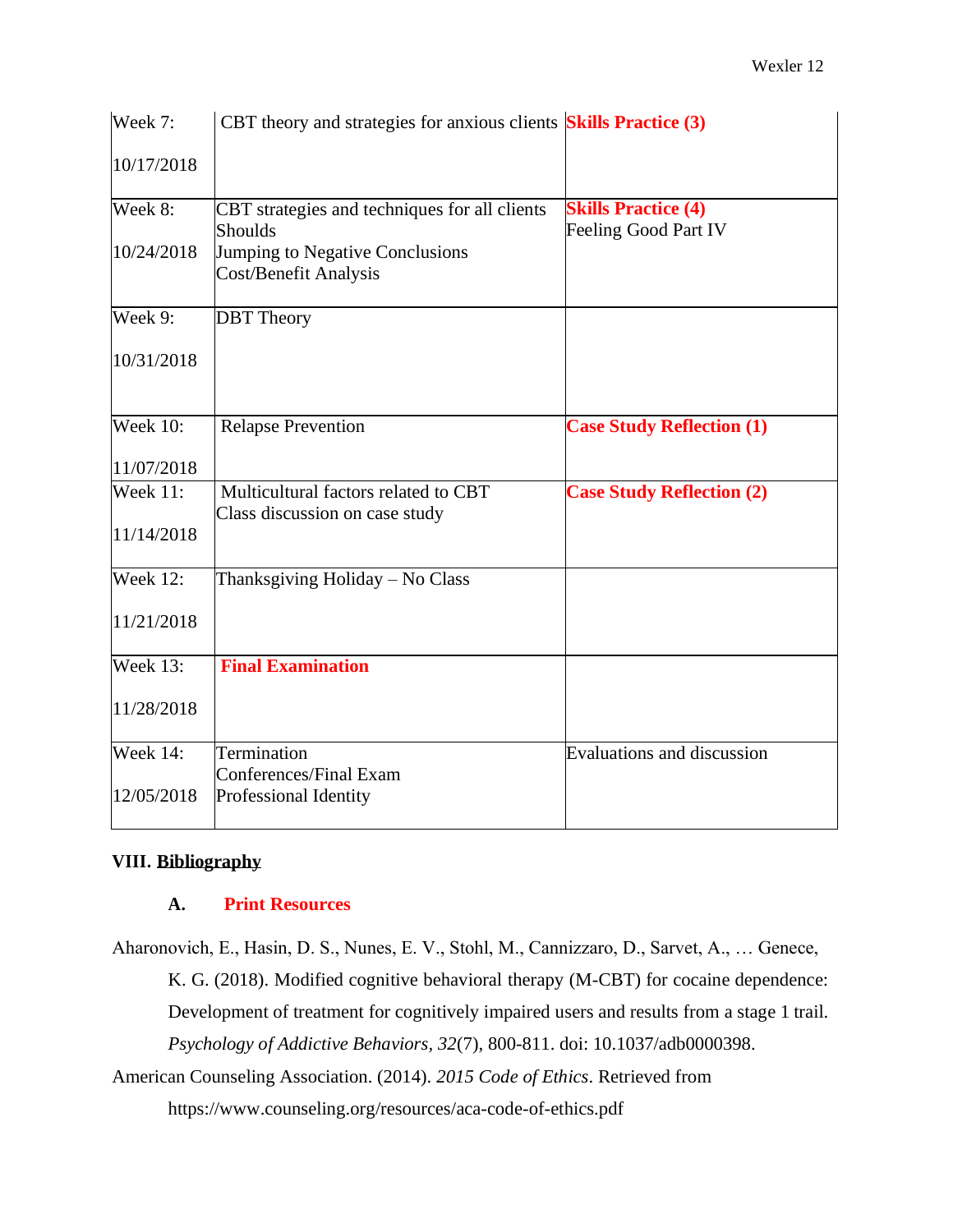| Week 7:<br><br>10/17/2018 | CBT theory and strategies for anxious clients | **Skills Practice (3)** |
|---|---|---|
| Week 8:<br><br>10/24/2018 | CBT strategies and techniques for all clients<br>Shoulds<br>Jumping to Negative Conclusions<br>Cost/Benefit Analysis | **Skills Practice (4)**<br>Feeling Good Part IV |
| Week 9:<br><br>10/31/2018 | DBT Theory | |
| Week 10:<br><br>11/07/2018 | Relapse Prevention | **Case Study Reflection (1)** |
| Week 11:<br><br>11/14/2018 | Multicultural factors related to CBT<br>Class discussion on case study | **Case Study Reflection (2)** |
| Week 12:<br><br>11/21/2018 | Thanksgiving Holiday – No Class | |
| Week 13:<br><br>11/28/2018 | **Final Examination** | |
| Week 14:<br><br>12/05/2018 | Termination<br>Conferences/Final Exam<br>Professional Identity | Evaluations and discussion |

## VIII. Bibliography

### A. Print Resources

Aharonovich, E., Hasin, D. S., Nunes, E. V., Stohl, M., Cannizzaro, D., Sarvet, A., … Genece, K. G. (2018). Modified cognitive behavioral therapy (M-CBT) for cocaine dependence: Development of treatment for cognitively impaired users and results from a stage 1 trail. *Psychology of Addictive Behaviors, 32*(7), 800-811. doi: 10.1037/adb0000398.

American Counseling Association. (2014). *2015 Code of Ethics*. Retrieved from https://www.counseling.org/resources/aca-code-of-ethics.pdf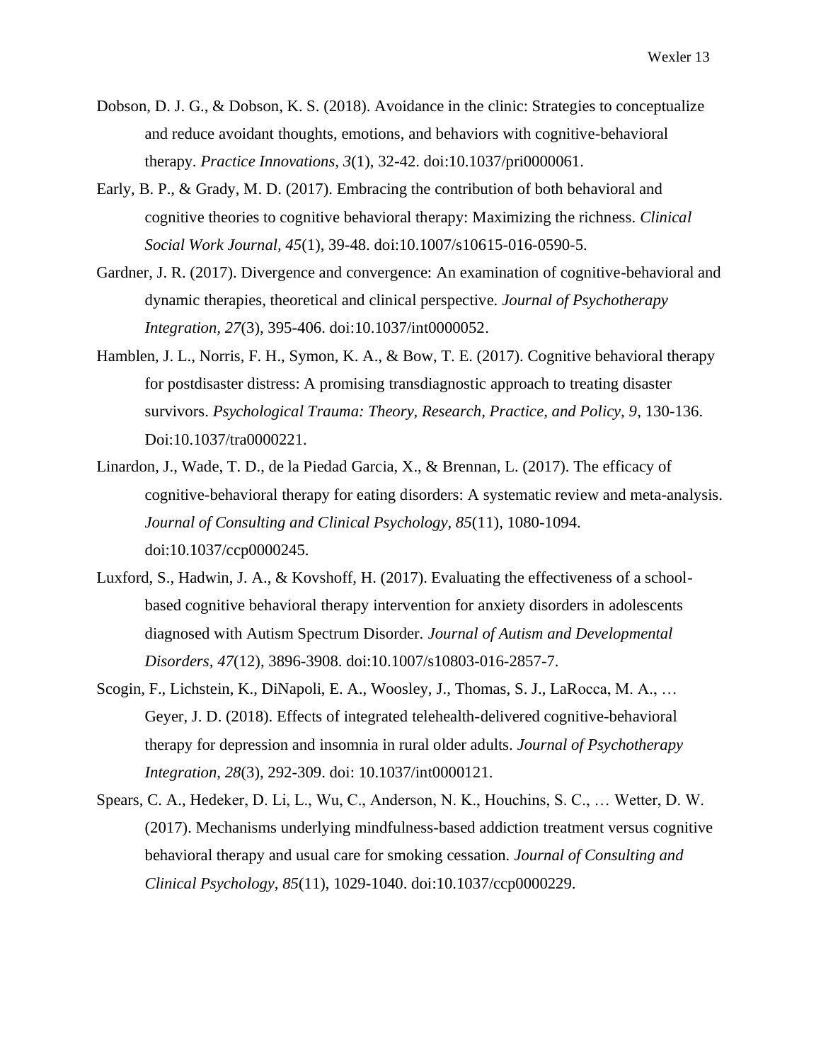Dobson, D. J. G., & Dobson, K. S. (2018). Avoidance in the clinic: Strategies to conceptualize and reduce avoidant thoughts, emotions, and behaviors with cognitive-behavioral therapy. *Practice Innovations, 3*(1), 32-42. doi:10.1037/pri0000061.

Early, B. P., & Grady, M. D. (2017). Embracing the contribution of both behavioral and cognitive theories to cognitive behavioral therapy: Maximizing the richness. *Clinical Social Work Journal, 45*(1), 39-48. doi:10.1007/s10615-016-0590-5.

Gardner, J. R. (2017). Divergence and convergence: An examination of cognitive-behavioral and dynamic therapies, theoretical and clinical perspective. *Journal of Psychotherapy Integration, 27*(3), 395-406. doi:10.1037/int0000052.

Hamblen, J. L., Norris, F. H., Symon, K. A., & Bow, T. E. (2017). Cognitive behavioral therapy for postdisaster distress: A promising transdiagnostic approach to treating disaster survivors. *Psychological Trauma: Theory, Research, Practice, and Policy, 9*, 130-136. Doi:10.1037/tra0000221.

Linardon, J., Wade, T. D., de la Piedad Garcia, X., & Brennan, L. (2017). The efficacy of cognitive-behavioral therapy for eating disorders: A systematic review and meta-analysis. *Journal of Consulting and Clinical Psychology, 85*(11), 1080-1094. doi:10.1037/ccp0000245.

Luxford, S., Hadwin, J. A., & Kovshoff, H. (2017). Evaluating the effectiveness of a school-based cognitive behavioral therapy intervention for anxiety disorders in adolescents diagnosed with Autism Spectrum Disorder. *Journal of Autism and Developmental Disorders, 47*(12), 3896-3908. doi:10.1007/s10803-016-2857-7.

Scogin, F., Lichstein, K., DiNapoli, E. A., Woosley, J., Thomas, S. J., LaRocca, M. A., … Geyer, J. D. (2018). Effects of integrated telehealth-delivered cognitive-behavioral therapy for depression and insomnia in rural older adults. *Journal of Psychotherapy Integration, 28*(3), 292-309. doi: 10.1037/int0000121.

Spears, C. A., Hedeker, D. Li, L., Wu, C., Anderson, N. K., Houchins, S. C., … Wetter, D. W. (2017). Mechanisms underlying mindfulness-based addiction treatment versus cognitive behavioral therapy and usual care for smoking cessation. *Journal of Consulting and Clinical Psychology, 85*(11), 1029-1040. doi:10.1037/ccp0000229.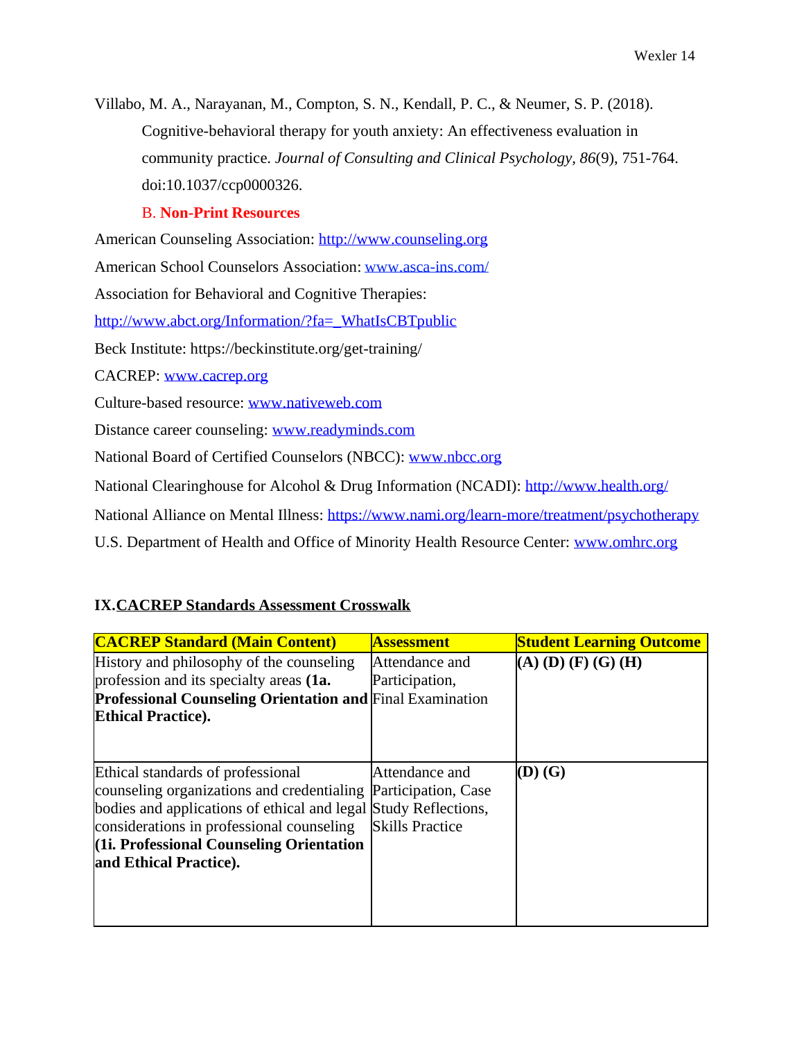Villabo, M. A., Narayanan, M., Compton, S. N., Kendall, P. C., & Neumer, S. P. (2018). Cognitive-behavioral therapy for youth anxiety: An effectiveness evaluation in community practice. *Journal of Consulting and Clinical Psychology*, *86*(9), 751-764. doi:10.1037/ccp0000326.

### B. Non-Print Resources

American Counseling Association: http://www.counseling.org

American School Counselors Association: www.asca-ins.com/

Association for Behavioral and Cognitive Therapies: http://www.abct.org/Information/?fa=_WhatIsCBTpublic

Beck Institute: https://beckinstitute.org/get-training/

CACREP: www.cacrep.org

Culture-based resource: www.nativeweb.com

Distance career counseling: www.readyminds.com

National Board of Certified Counselors (NBCC): www.nbcc.org

National Clearinghouse for Alcohol & Drug Information (NCADI): http://www.health.org/

National Alliance on Mental Illness: https://www.nami.org/learn-more/treatment/psychotherapy

U.S. Department of Health and Office of Minority Health Resource Center: www.omhrc.org

## IX. CACREP Standards Assessment Crosswalk

| CACREP Standard (Main Content) | Assessment | Student Learning Outcome |
|---|---|---|
| History and philosophy of the counseling profession and its specialty areas **(1a. Professional Counseling Orientation and Ethical Practice).** | Attendance and Participation, Final Examination | **(A) (D) (F) (G) (H)** |
| Ethical standards of professional counseling organizations and credentialing bodies and applications of ethical and legal considerations in professional counseling **(1i. Professional Counseling Orientation and Ethical Practice).** | Attendance and Participation, Case Study Reflections, Skills Practice | **(D) (G)** |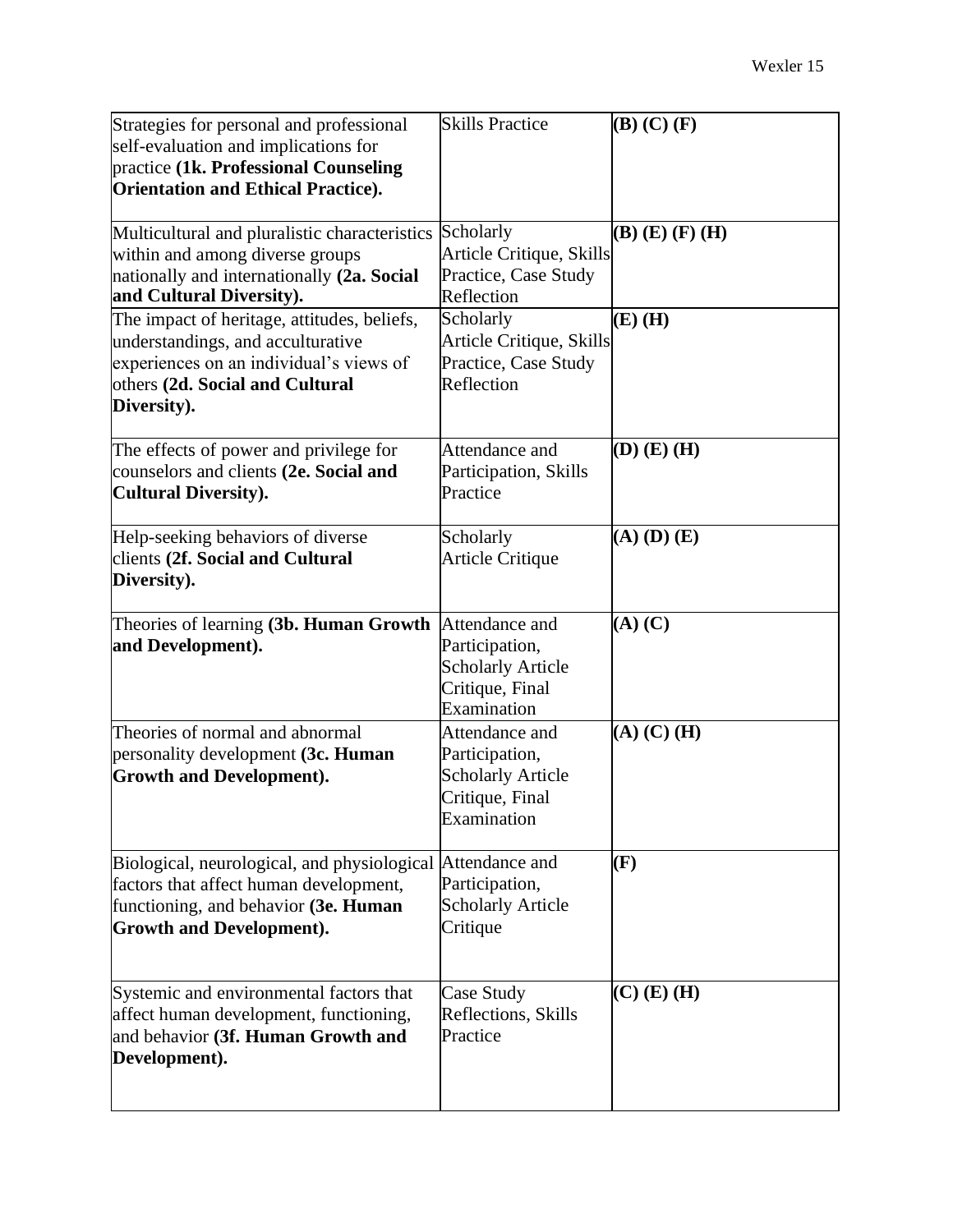| Strategies for personal and professional self-evaluation and implications for practice **(1k. Professional Counseling Orientation and Ethical Practice).** | Skills Practice | **(B) (C) (F)** |
|---|---|---|
| Multicultural and pluralistic characteristics within and among diverse groups nationally and internationally **(2a. Social and Cultural Diversity).** | Scholarly Article Critique, Skills Practice, Case Study Reflection | **(B) (E) (F) (H)** |
| The impact of heritage, attitudes, beliefs, understandings, and acculturative experiences on an individual's views of others **(2d. Social and Cultural Diversity).** | Scholarly Article Critique, Skills Practice, Case Study Reflection | **(E) (H)** |
| The effects of power and privilege for counselors and clients **(2e. Social and Cultural Diversity).** | Attendance and Participation, Skills Practice | **(D) (E) (H)** |
| Help-seeking behaviors of diverse clients **(2f. Social and Cultural Diversity).** | Scholarly Article Critique | **(A) (D) (E)** |
| Theories of learning **(3b. Human Growth and Development).** | Attendance and Participation, Scholarly Article Critique, Final Examination | **(A) (C)** |
| Theories of normal and abnormal personality development **(3c. Human Growth and Development).** | Attendance and Participation, Scholarly Article Critique, Final Examination | **(A) (C) (H)** |
| Biological, neurological, and physiological factors that affect human development, functioning, and behavior **(3e. Human Growth and Development).** | Attendance and Participation, Scholarly Article Critique | **(F)** |
| Systemic and environmental factors that affect human development, functioning, and behavior **(3f. Human Growth and Development).** | Case Study Reflections, Skills Practice | **(C) (E) (H)** |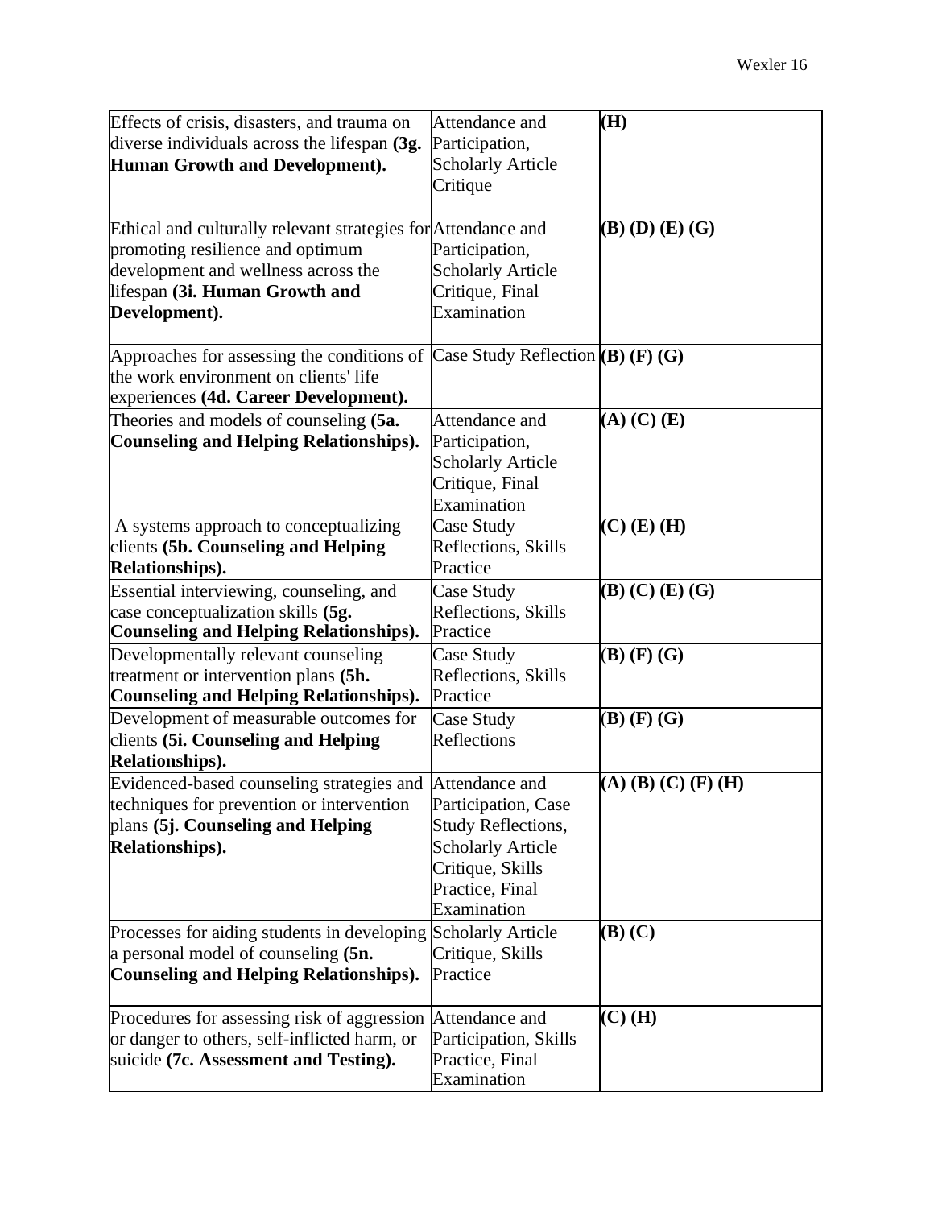| | | |
|---|---|---|
| Effects of crisis, disasters, and trauma on diverse individuals across the lifespan **(3g. Human Growth and Development).** | Attendance and Participation, Scholarly Article Critique | **(H)** |
| Ethical and culturally relevant strategies for promoting resilience and optimum development and wellness across the lifespan **(3i. Human Growth and Development).** | Attendance and Participation, Scholarly Article Critique, Final Examination | **(B) (D) (E) (G)** |
| Approaches for assessing the conditions of the work environment on clients' life experiences **(4d. Career Development).** | Case Study Reflection | **(B) (F) (G)** |
| Theories and models of counseling **(5a. Counseling and Helping Relationships).** | Attendance and Participation, Scholarly Article Critique, Final Examination | **(A) (C) (E)** |
| A systems approach to conceptualizing clients **(5b. Counseling and Helping Relationships).** | Case Study Reflections, Skills Practice | **(C) (E) (H)** |
| Essential interviewing, counseling, and case conceptualization skills **(5g. Counseling and Helping Relationships).** | Case Study Reflections, Skills Practice | **(B) (C) (E) (G)** |
| Developmentally relevant counseling treatment or intervention plans **(5h. Counseling and Helping Relationships).** | Case Study Reflections, Skills Practice | **(B) (F) (G)** |
| Development of measurable outcomes for clients **(5i. Counseling and Helping Relationships).** | Case Study Reflections | **(B) (F) (G)** |
| Evidenced-based counseling strategies and techniques for prevention or intervention plans **(5j. Counseling and Helping Relationships).** | Attendance and Participation, Case Study Reflections, Scholarly Article Critique, Skills Practice, Final Examination | **(A) (B) (C) (F) (H)** |
| Processes for aiding students in developing a personal model of counseling **(5n. Counseling and Helping Relationships).** | Scholarly Article Critique, Skills Practice | **(B) (C)** |
| Procedures for assessing risk of aggression or danger to others, self-inflicted harm, or suicide **(7c. Assessment and Testing).** | Attendance and Participation, Skills Practice, Final Examination | **(C) (H)** |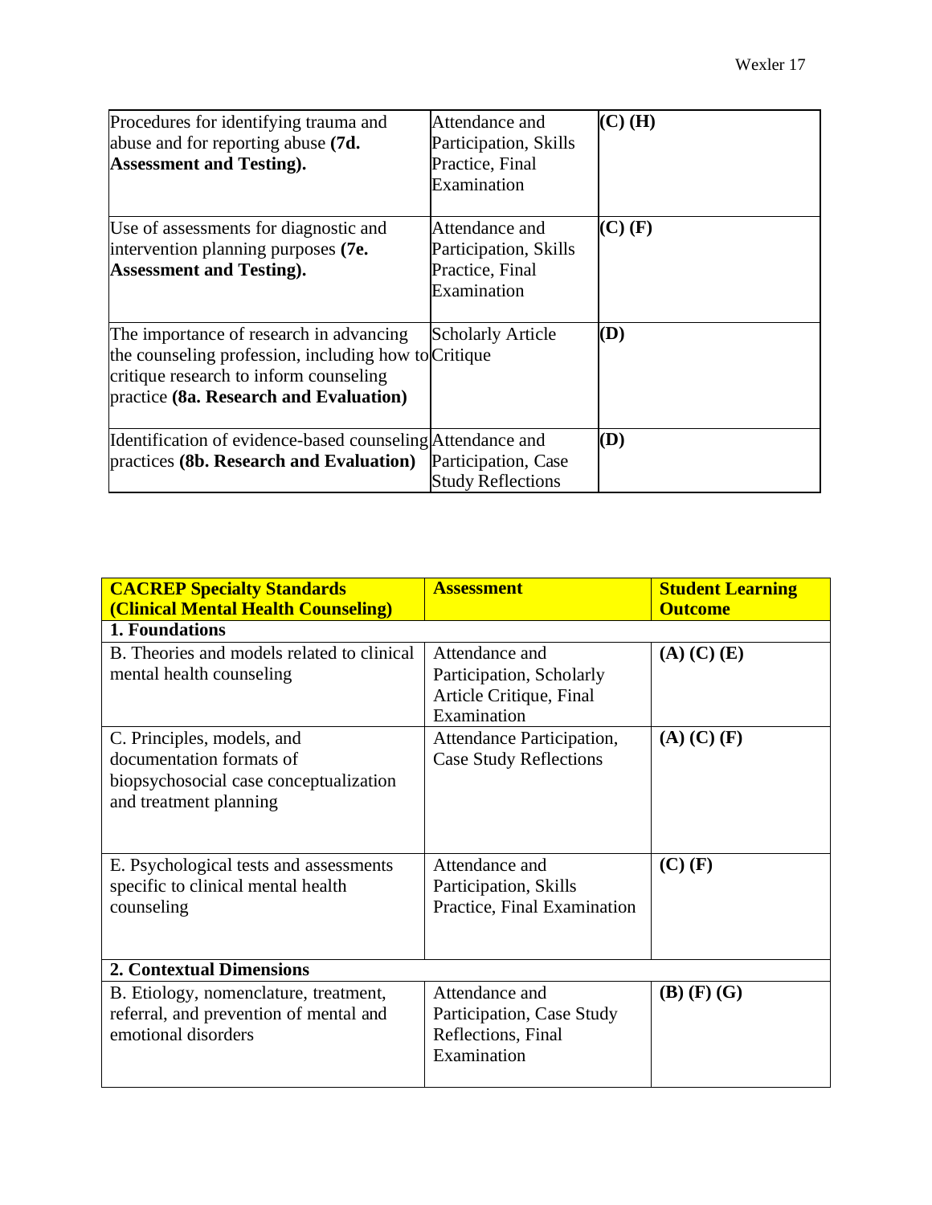| | | |
|---|---|---|
| Procedures for identifying trauma and abuse and for reporting abuse **(7d. Assessment and Testing).** | Attendance and Participation, Skills Practice, Final Examination | **(C) (H)** |
| Use of assessments for diagnostic and intervention planning purposes **(7e. Assessment and Testing).** | Attendance and Participation, Skills Practice, Final Examination | **(C) (F)** |
| The importance of research in advancing the counseling profession, including how to critique research to inform counseling practice **(8a. Research and Evaluation)** | Scholarly Article Critique | **(D)** |
| Identification of evidence-based counseling practices **(8b. Research and Evaluation)** | Attendance and Participation, Case Study Reflections | **(D)** |

| **CACREP Specialty Standards (Clinical Mental Health Counseling)** | **Assessment** | **Student Learning Outcome** |
|---|---|---|
| **1. Foundations** | | |
| B. Theories and models related to clinical mental health counseling | Attendance and Participation, Scholarly Article Critique, Final Examination | **(A) (C) (E)** |
| C. Principles, models, and documentation formats of biopsychosocial case conceptualization and treatment planning | Attendance Participation, Case Study Reflections | **(A) (C) (F)** |
| E. Psychological tests and assessments specific to clinical mental health counseling | Attendance and Participation, Skills Practice, Final Examination | **(C) (F)** |
| **2. Contextual Dimensions** | | |
| B. Etiology, nomenclature, treatment, referral, and prevention of mental and emotional disorders | Attendance and Participation, Case Study Reflections, Final Examination | **(B) (F) (G)** |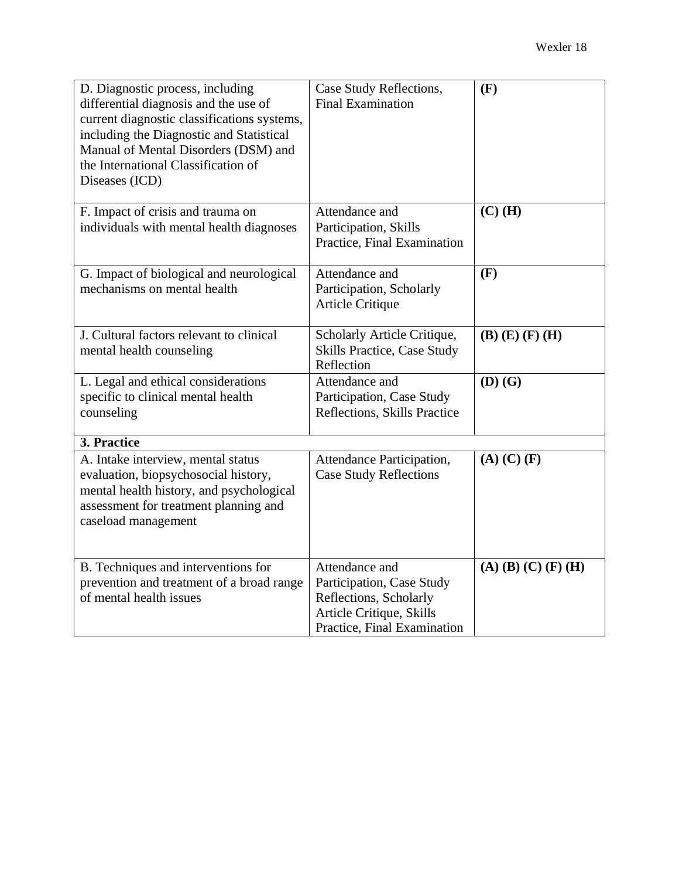| | | |
|---|---|---|
| D. Diagnostic process, including differential diagnosis and the use of current diagnostic classifications systems, including the Diagnostic and Statistical Manual of Mental Disorders (DSM) and the International Classification of Diseases (ICD) | Case Study Reflections, Final Examination | **(F)** |
| F. Impact of crisis and trauma on individuals with mental health diagnoses | Attendance and Participation, Skills Practice, Final Examination | **(C) (H)** |
| G. Impact of biological and neurological mechanisms on mental health | Attendance and Participation, Scholarly Article Critique | **(F)** |
| J. Cultural factors relevant to clinical mental health counseling | Scholarly Article Critique, Skills Practice, Case Study Reflection | **(B) (E) (F) (H)** |
| L. Legal and ethical considerations specific to clinical mental health counseling | Attendance and Participation, Case Study Reflections, Skills Practice | **(D) (G)** |
| **3. Practice** | | |
| A. Intake interview, mental status evaluation, biopsychosocial history, mental health history, and psychological assessment for treatment planning and caseload management | Attendance Participation, Case Study Reflections | **(A) (C) (F)** |
| B. Techniques and interventions for prevention and treatment of a broad range of mental health issues | Attendance and Participation, Case Study Reflections, Scholarly Article Critique, Skills Practice, Final Examination | **(A) (B) (C) (F) (H)** |